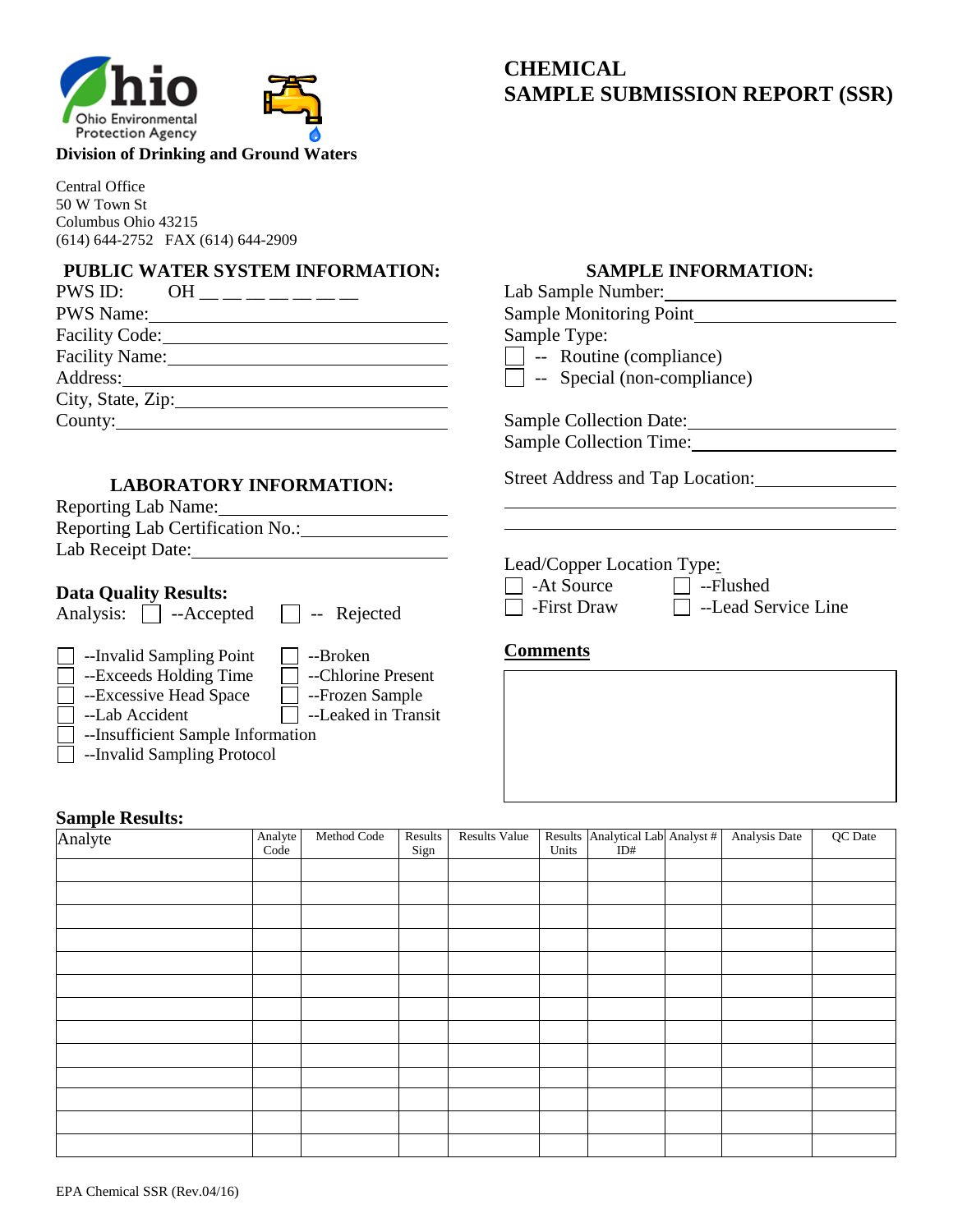Ohio Environmental Protection Agency

**Division of Drinking and Ground Waters**

Central Office
50 W Town St
Columbus Ohio 43215
(614) 644-2752 FAX (614) 644-2909

# CHEMICAL SAMPLE SUBMISSION REPORT (SSR)

## PUBLIC WATER SYSTEM INFORMATION:

PWS ID: OH __ __ __ __ __ __ __

PWS Name:_______________________________

Facility Code:_______________________________

Facility Name:_______________________________

Address:_______________________________

City, State, Zip:_______________________________

County:_______________________________

## LABORATORY INFORMATION:

Reporting Lab Name:_______________________________

Reporting Lab Certification No.:_______________________________

Lab Receipt Date:_______________________________

**Data Quality Results:**

Analysis: ☐ --Accepted ☐ -- Rejected

- ☐ --Invalid Sampling Point
- ☐ --Exceeds Holding Time
- ☐ --Excessive Head Space
- ☐ --Lab Accident
- ☐ --Insufficient Sample Information
- ☐ --Invalid Sampling Protocol
- ☐ --Broken
- ☐ --Chlorine Present
- ☐ --Frozen Sample
- ☐ --Leaked in Transit

## SAMPLE INFORMATION:

Lab Sample Number:_______________________________

Sample Monitoring Point_______________________________

Sample Type:

- ☐ -- Routine (compliance)
- ☐ -- Special (non-compliance)

Sample Collection Date:_______________________________

Sample Collection Time:_______________________________

Street Address and Tap Location:_______________________________

_______________________________

_______________________________

Lead/Copper Location Type:

- ☐ -At Source
- ☐ -First Draw
- ☐ --Flushed
- ☐ --Lead Service Line

**Comments**

**Sample Results:**

| Analyte | Analyte Code | Method Code | Results Sign | Results Value | Results Units | Analytical Lab ID# | Analyst # | Analysis Date | QC Date |
|---|---|---|---|---|---|---|---|---|---|
| | | | | | | | | | |
| | | | | | | | | | |
| | | | | | | | | | |
| | | | | | | | | | |
| | | | | | | | | | |
| | | | | | | | | | |
| | | | | | | | | | |
| | | | | | | | | | |
| | | | | | | | | | |
| | | | | | | | | | |
| | | | | | | | | | |
| | | | | | | | | | |
| | | | | | | | | | |

EPA Chemical SSR (Rev.04/16)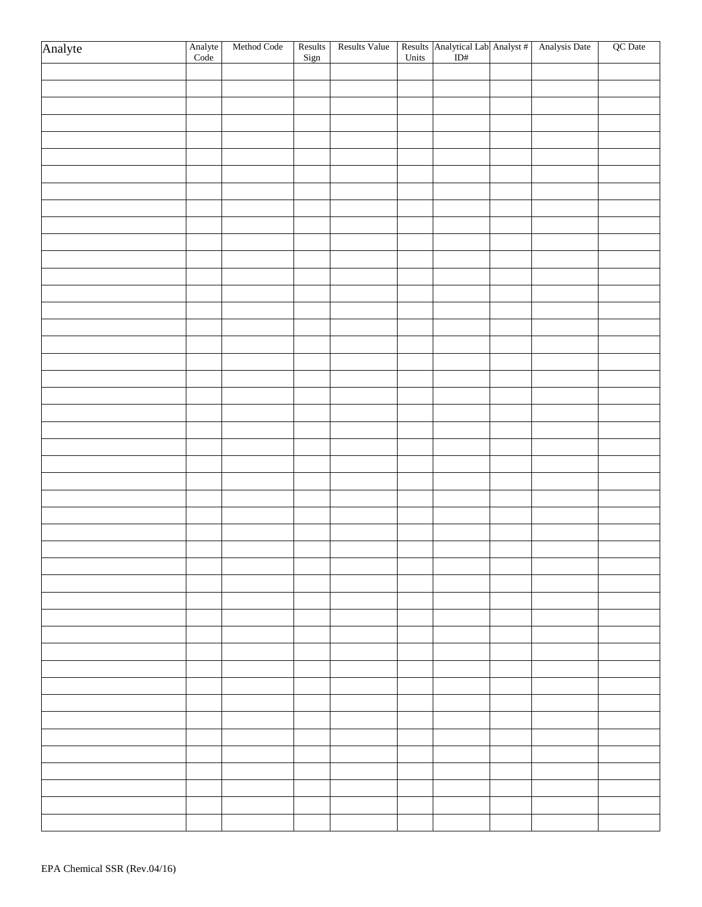| Analyte | Analyte Code | Method Code | Results Sign | Results Value | Results Units | Analytical Lab ID# | Analyst # | Analysis Date | QC Date |
|---|---|---|---|---|---|---|---|---|---|
| | | | | | | | | | |
| | | | | | | | | | |
| | | | | | | | | | |
| | | | | | | | | | |
| | | | | | | | | | |
| | | | | | | | | | |
| | | | | | | | | | |
| | | | | | | | | | |
| | | | | | | | | | |
| | | | | | | | | | |
| | | | | | | | | | |
| | | | | | | | | | |
| | | | | | | | | | |
| | | | | | | | | | |
| | | | | | | | | | |
| | | | | | | | | | |
| | | | | | | | | | |
| | | | | | | | | | |
| | | | | | | | | | |
| | | | | | | | | | |
| | | | | | | | | | |
| | | | | | | | | | |
| | | | | | | | | | |
| | | | | | | | | | |
| | | | | | | | | | |
| | | | | | | | | | |
| | | | | | | | | | |
| | | | | | | | | | |
| | | | | | | | | | |
| | | | | | | | | | |
| | | | | | | | | | |
| | | | | | | | | | |
| | | | | | | | | | |
| | | | | | | | | | |
| | | | | | | | | | |
| | | | | | | | | | |
| | | | | | | | | | |
| | | | | | | | | | |
| | | | | | | | | | |
| | | | | | | | | | |
| | | | | | | | | | |
| | | | | | | | | | |
| | | | | | | | | | |
| | | | | | | | | | |
| | | | | | | | | | |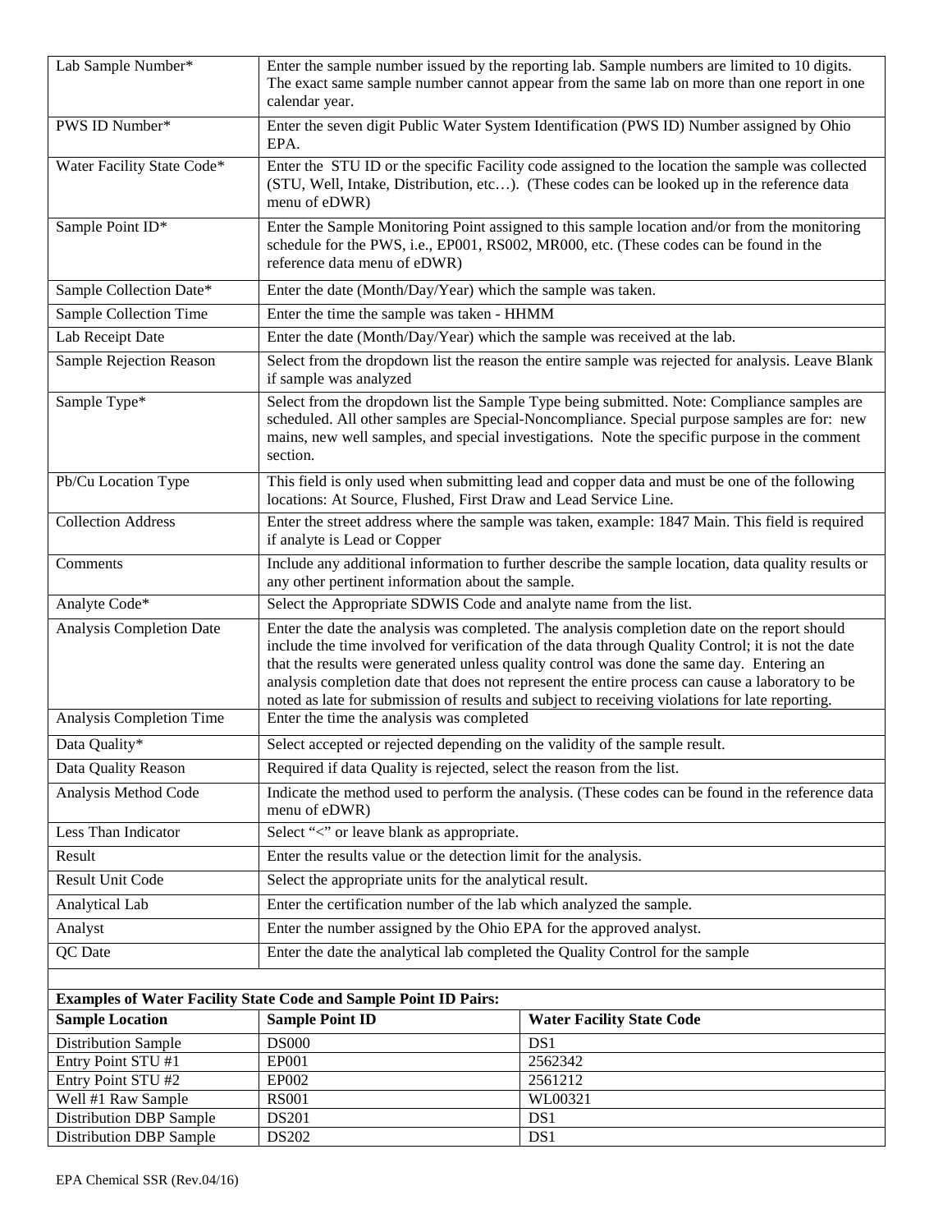| | |
|---|---|
| Lab Sample Number* | Enter the sample number issued by the reporting lab. Sample numbers are limited to 10 digits. The exact same sample number cannot appear from the same lab on more than one report in one calendar year. |
| PWS ID Number* | Enter the seven digit Public Water System Identification (PWS ID) Number assigned by Ohio EPA. |
| Water Facility State Code* | Enter the STU ID or the specific Facility code assigned to the location the sample was collected (STU, Well, Intake, Distribution, etc…). (These codes can be looked up in the reference data menu of eDWR) |
| Sample Point ID* | Enter the Sample Monitoring Point assigned to this sample location and/or from the monitoring schedule for the PWS, i.e., EP001, RS002, MR000, etc. (These codes can be found in the reference data menu of eDWR) |
| Sample Collection Date* | Enter the date (Month/Day/Year) which the sample was taken. |
| Sample Collection Time | Enter the time the sample was taken - HHMM |
| Lab Receipt Date | Enter the date (Month/Day/Year) which the sample was received at the lab. |
| Sample Rejection Reason | Select from the dropdown list the reason the entire sample was rejected for analysis. Leave Blank if sample was analyzed |
| Sample Type* | Select from the dropdown list the Sample Type being submitted. Note: Compliance samples are scheduled. All other samples are Special-Noncompliance. Special purpose samples are for: new mains, new well samples, and special investigations. Note the specific purpose in the comment section. |
| Pb/Cu Location Type | This field is only used when submitting lead and copper data and must be one of the following locations: At Source, Flushed, First Draw and Lead Service Line. |
| Collection Address | Enter the street address where the sample was taken, example: 1847 Main. This field is required if analyte is Lead or Copper |
| Comments | Include any additional information to further describe the sample location, data quality results or any other pertinent information about the sample. |
| Analyte Code* | Select the Appropriate SDWIS Code and analyte name from the list. |
| Analysis Completion Date | Enter the date the analysis was completed. The analysis completion date on the report should include the time involved for verification of the data through Quality Control; it is not the date that the results were generated unless quality control was done the same day. Entering an analysis completion date that does not represent the entire process can cause a laboratory to be noted as late for submission of results and subject to receiving violations for late reporting. |
| Analysis Completion Time | Enter the time the analysis was completed |
| Data Quality* | Select accepted or rejected depending on the validity of the sample result. |
| Data Quality Reason | Required if data Quality is rejected, select the reason from the list. |
| Analysis Method Code | Indicate the method used to perform the analysis. (These codes can be found in the reference data menu of eDWR) |
| Less Than Indicator | Select "<" or leave blank as appropriate. |
| Result | Enter the results value or the detection limit for the analysis. |
| Result Unit Code | Select the appropriate units for the analytical result. |
| Analytical Lab | Enter the certification number of the lab which analyzed the sample. |
| Analyst | Enter the number assigned by the Ohio EPA for the approved analyst. |
| QC Date | Enter the date the analytical lab completed the Quality Control for the sample |

**Examples of Water Facility State Code and Sample Point ID Pairs:**

| Sample Location | Sample Point ID | Water Facility State Code |
|---|---|---|
| Distribution Sample | DS000 | DS1 |
| Entry Point STU #1 | EP001 | 2562342 |
| Entry Point STU #2 | EP002 | 2561212 |
| Well #1 Raw Sample | RS001 | WL00321 |
| Distribution DBP Sample | DS201 | DS1 |
| Distribution DBP Sample | DS202 | DS1 |

EPA Chemical SSR (Rev.04/16)